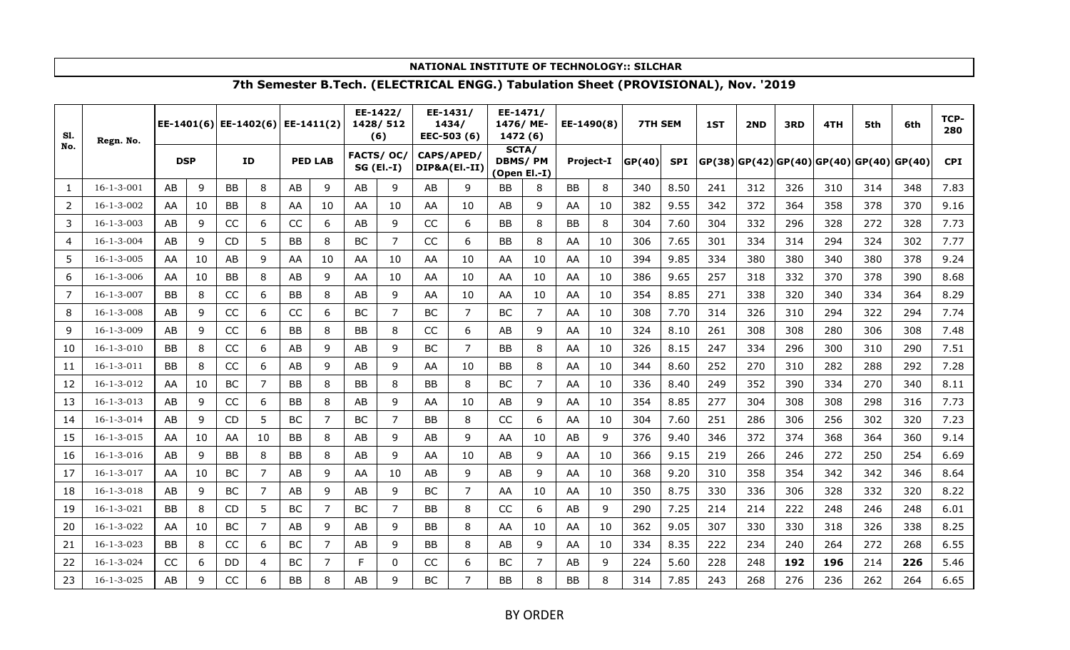**NATIONAL INSTITUTE OF TECHNOLOGY:: SILCHAR**

**7th Semester B.Tech. (ELECTRICAL ENGG.) Tabulation Sheet (PROVISIONAL), Nov. '2019**

| Sl. No. | Regn. No. | EE-1401(6) | | EE-1402(6) | | EE-1411(2) | | EE-1422/ 1428/ 512 (6) | | EE-1431/ 1434/ EEC-503 (6) | | EE-1471/ 1476/ ME-1472 (6) | | EE-1490(8) | | 7TH SEM | | 1ST | 2ND | 3RD | 4TH | 5th | 6th | TCP-280 |
|---|---|---|---|---|---|---|---|---|---|---|---|---|---|---|---|---|---|---|---|---|---|---|---|---|
| | | DSP | | ID | | PED LAB | | FACTS/ OC/ SG (El.-I) | | CAPS/APED/ DIP&A(El.-II) | | SCTA/ DBMS/ PM (Open El.-I) | | Project-I | | GP(40) | SPI | GP(38) | GP(42) | GP(40) | GP(40) | GP(40) | GP(40) | CPI |
| 1 | 16-1-3-001 | AB | 9 | BB | 8 | AB | 9 | AB | 9 | AB | 9 | BB | 8 | BB | 8 | 340 | 8.50 | 241 | 312 | 326 | 310 | 314 | 348 | 7.83 |
| 2 | 16-1-3-002 | AA | 10 | BB | 8 | AA | 10 | AA | 10 | AA | 10 | AB | 9 | AA | 10 | 382 | 9.55 | 342 | 372 | 364 | 358 | 378 | 370 | 9.16 |
| 3 | 16-1-3-003 | AB | 9 | CC | 6 | CC | 6 | AB | 9 | CC | 6 | BB | 8 | BB | 8 | 304 | 7.60 | 304 | 332 | 296 | 328 | 272 | 328 | 7.73 |
| 4 | 16-1-3-004 | AB | 9 | CD | 5 | BB | 8 | BC | 7 | CC | 6 | BB | 8 | AA | 10 | 306 | 7.65 | 301 | 334 | 314 | 294 | 324 | 302 | 7.77 |
| 5 | 16-1-3-005 | AA | 10 | AB | 9 | AA | 10 | AA | 10 | AA | 10 | AA | 10 | AA | 10 | 394 | 9.85 | 334 | 380 | 380 | 340 | 380 | 378 | 9.24 |
| 6 | 16-1-3-006 | AA | 10 | BB | 8 | AB | 9 | AA | 10 | AA | 10 | AA | 10 | AA | 10 | 386 | 9.65 | 257 | 318 | 332 | 370 | 378 | 390 | 8.68 |
| 7 | 16-1-3-007 | BB | 8 | CC | 6 | BB | 8 | AB | 9 | AA | 10 | AA | 10 | AA | 10 | 354 | 8.85 | 271 | 338 | 320 | 340 | 334 | 364 | 8.29 |
| 8 | 16-1-3-008 | AB | 9 | CC | 6 | CC | 6 | BC | 7 | BC | 7 | BC | 7 | AA | 10 | 308 | 7.70 | 314 | 326 | 310 | 294 | 322 | 294 | 7.74 |
| 9 | 16-1-3-009 | AB | 9 | CC | 6 | BB | 8 | BB | 8 | CC | 6 | AB | 9 | AA | 10 | 324 | 8.10 | 261 | 308 | 308 | 280 | 306 | 308 | 7.48 |
| 10 | 16-1-3-010 | BB | 8 | CC | 6 | AB | 9 | AB | 9 | BC | 7 | BB | 8 | AA | 10 | 326 | 8.15 | 247 | 334 | 296 | 300 | 310 | 290 | 7.51 |
| 11 | 16-1-3-011 | BB | 8 | CC | 6 | AB | 9 | AB | 9 | AA | 10 | BB | 8 | AA | 10 | 344 | 8.60 | 252 | 270 | 310 | 282 | 288 | 292 | 7.28 |
| 12 | 16-1-3-012 | AA | 10 | BC | 7 | BB | 8 | BB | 8 | BB | 8 | BC | 7 | AA | 10 | 336 | 8.40 | 249 | 352 | 390 | 334 | 270 | 340 | 8.11 |
| 13 | 16-1-3-013 | AB | 9 | CC | 6 | BB | 8 | AB | 9 | AA | 10 | AB | 9 | AA | 10 | 354 | 8.85 | 277 | 304 | 308 | 308 | 298 | 316 | 7.73 |
| 14 | 16-1-3-014 | AB | 9 | CD | 5 | BC | 7 | BC | 7 | BB | 8 | CC | 6 | AA | 10 | 304 | 7.60 | 251 | 286 | 306 | 256 | 302 | 320 | 7.23 |
| 15 | 16-1-3-015 | AA | 10 | AA | 10 | BB | 8 | AB | 9 | AB | 9 | AA | 10 | AB | 9 | 376 | 9.40 | 346 | 372 | 374 | 368 | 364 | 360 | 9.14 |
| 16 | 16-1-3-016 | AB | 9 | BB | 8 | BB | 8 | AB | 9 | AA | 10 | AB | 9 | AA | 10 | 366 | 9.15 | 219 | 266 | 246 | 272 | 250 | 254 | 6.69 |
| 17 | 16-1-3-017 | AA | 10 | BC | 7 | AB | 9 | AA | 10 | AB | 9 | AB | 9 | AA | 10 | 368 | 9.20 | 310 | 358 | 354 | 342 | 342 | 346 | 8.64 |
| 18 | 16-1-3-018 | AB | 9 | BC | 7 | AB | 9 | AB | 9 | BC | 7 | AA | 10 | AA | 10 | 350 | 8.75 | 330 | 336 | 306 | 328 | 332 | 320 | 8.22 |
| 19 | 16-1-3-021 | BB | 8 | CD | 5 | BC | 7 | BC | 7 | BB | 8 | CC | 6 | AB | 9 | 290 | 7.25 | 214 | 214 | 222 | 248 | 246 | 248 | 6.01 |
| 20 | 16-1-3-022 | AA | 10 | BC | 7 | AB | 9 | AB | 9 | BB | 8 | AA | 10 | AA | 10 | 362 | 9.05 | 307 | 330 | 330 | 318 | 326 | 338 | 8.25 |
| 21 | 16-1-3-023 | BB | 8 | CC | 6 | BC | 7 | AB | 9 | BB | 8 | AB | 9 | AA | 10 | 334 | 8.35 | 222 | 234 | 240 | 264 | 272 | 268 | 6.55 |
| 22 | 16-1-3-024 | CC | 6 | DD | 4 | BC | 7 | F | 0 | CC | 6 | BC | 7 | AB | 9 | 224 | 5.60 | 228 | 248 | **192** | **196** | 214 | **226** | 5.46 |
| 23 | 16-1-3-025 | AB | 9 | CC | 6 | BB | 8 | AB | 9 | BC | 7 | BB | 8 | BB | 8 | 314 | 7.85 | 243 | 268 | 276 | 236 | 262 | 264 | 6.65 |

BY ORDER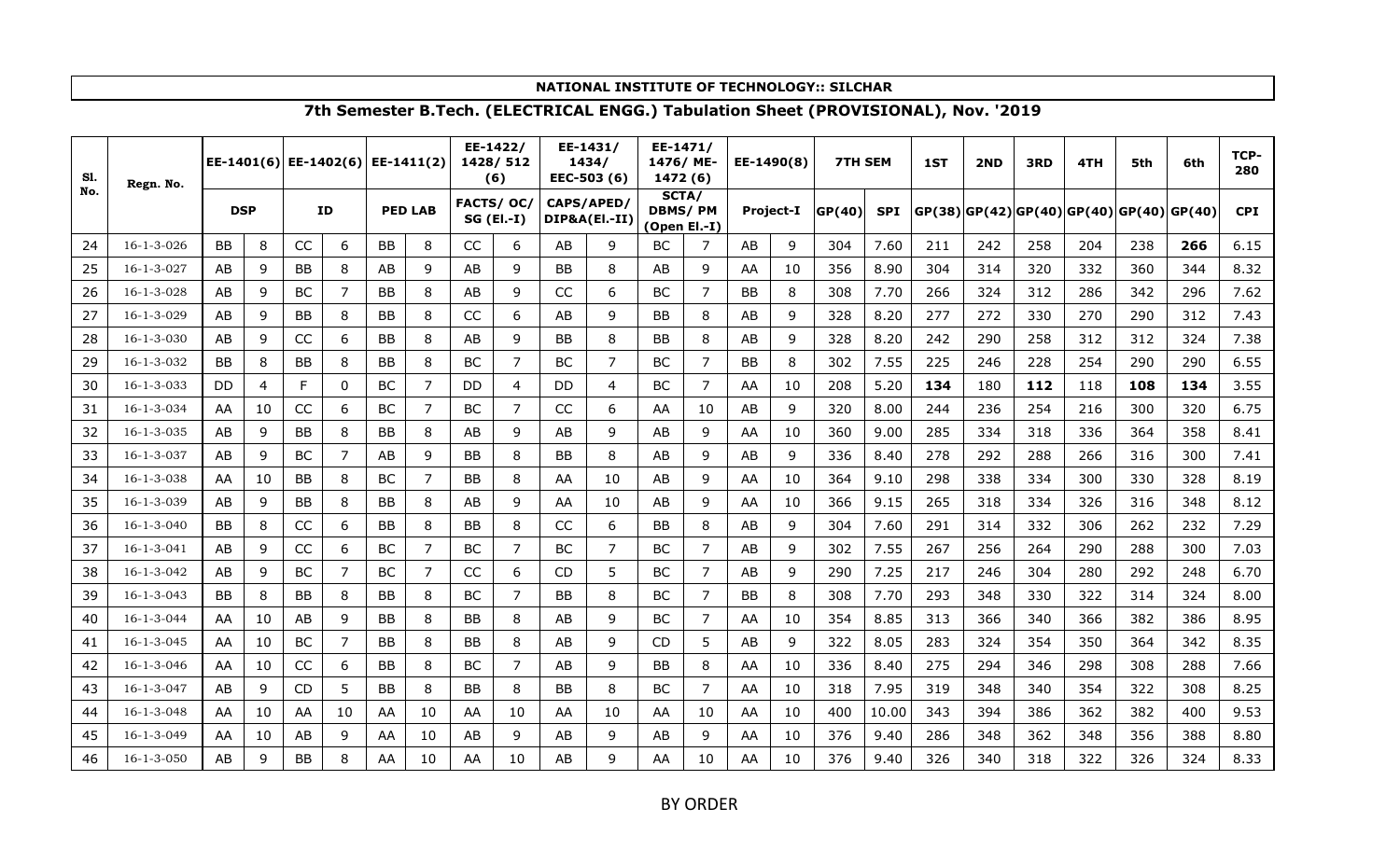**NATIONAL INSTITUTE OF TECHNOLOGY:: SILCHAR**

**7th Semester B.Tech. (ELECTRICAL ENGG.) Tabulation Sheet (PROVISIONAL), Nov. '2019**

| Sl. No. | Regn. No. | EE-1401(6) | | EE-1402(6) | | EE-1411(2) | | EE-1422/ 1428/ 512 (6) | | EE-1431/ 1434/ EEC-503 (6) | | EE-1471/ 1476/ ME-1472 (6) | | EE-1490(8) | | 7TH SEM | | 1ST | 2ND | 3RD | 4TH | 5th | 6th | TCP-280 |
|---|---|---|---|---|---|---|---|---|---|---|---|---|---|---|---|---|---|---|---|---|---|---|---|---|
| | | DSP | | ID | | PED LAB | | FACTS/ OC/ SG (El.-I) | | CAPS/APED/ DIP&A(El.-II) | | SCTA/ DBMS/ PM (Open El.-I) | | Project-I | | GP(40) | SPI | GP(38) | GP(42) | GP(40) | GP(40) | GP(40) | GP(40) | CPI |
| 24 | 16-1-3-026 | BB | 8 | CC | 6 | BB | 8 | CC | 6 | AB | 9 | BC | 7 | AB | 9 | 304 | 7.60 | 211 | 242 | 258 | 204 | 238 | **266** | 6.15 |
| 25 | 16-1-3-027 | AB | 9 | BB | 8 | AB | 9 | AB | 9 | BB | 8 | AB | 9 | AA | 10 | 356 | 8.90 | 304 | 314 | 320 | 332 | 360 | 344 | 8.32 |
| 26 | 16-1-3-028 | AB | 9 | BC | 7 | BB | 8 | AB | 9 | CC | 6 | BC | 7 | BB | 8 | 308 | 7.70 | 266 | 324 | 312 | 286 | 342 | 296 | 7.62 |
| 27 | 16-1-3-029 | AB | 9 | BB | 8 | BB | 8 | CC | 6 | AB | 9 | BB | 8 | AB | 9 | 328 | 8.20 | 277 | 272 | 330 | 270 | 290 | 312 | 7.43 |
| 28 | 16-1-3-030 | AB | 9 | CC | 6 | BB | 8 | AB | 9 | BB | 8 | BB | 8 | AB | 9 | 328 | 8.20 | 242 | 290 | 258 | 312 | 312 | 324 | 7.38 |
| 29 | 16-1-3-032 | BB | 8 | BB | 8 | BB | 8 | BC | 7 | BC | 7 | BC | 7 | BB | 8 | 302 | 7.55 | 225 | 246 | 228 | 254 | 290 | 290 | 6.55 |
| 30 | 16-1-3-033 | DD | 4 | F | 0 | BC | 7 | DD | 4 | DD | 4 | BC | 7 | AA | 10 | 208 | 5.20 | **134** | 180 | **112** | 118 | **108** | **134** | 3.55 |
| 31 | 16-1-3-034 | AA | 10 | CC | 6 | BC | 7 | BC | 7 | CC | 6 | AA | 10 | AB | 9 | 320 | 8.00 | 244 | 236 | 254 | 216 | 300 | 320 | 6.75 |
| 32 | 16-1-3-035 | AB | 9 | BB | 8 | BB | 8 | AB | 9 | AB | 9 | AB | 9 | AA | 10 | 360 | 9.00 | 285 | 334 | 318 | 336 | 364 | 358 | 8.41 |
| 33 | 16-1-3-037 | AB | 9 | BC | 7 | AB | 9 | BB | 8 | BB | 8 | AB | 9 | AB | 9 | 336 | 8.40 | 278 | 292 | 288 | 266 | 316 | 300 | 7.41 |
| 34 | 16-1-3-038 | AA | 10 | BB | 8 | BC | 7 | BB | 8 | AA | 10 | AB | 9 | AA | 10 | 364 | 9.10 | 298 | 338 | 334 | 300 | 330 | 328 | 8.19 |
| 35 | 16-1-3-039 | AB | 9 | BB | 8 | BB | 8 | AB | 9 | AA | 10 | AB | 9 | AA | 10 | 366 | 9.15 | 265 | 318 | 334 | 326 | 316 | 348 | 8.12 |
| 36 | 16-1-3-040 | BB | 8 | CC | 6 | BB | 8 | BB | 8 | CC | 6 | BB | 8 | AB | 9 | 304 | 7.60 | 291 | 314 | 332 | 306 | 262 | 232 | 7.29 |
| 37 | 16-1-3-041 | AB | 9 | CC | 6 | BC | 7 | BC | 7 | BC | 7 | BC | 7 | AB | 9 | 302 | 7.55 | 267 | 256 | 264 | 290 | 288 | 300 | 7.03 |
| 38 | 16-1-3-042 | AB | 9 | BC | 7 | BC | 7 | CC | 6 | CD | 5 | BC | 7 | AB | 9 | 290 | 7.25 | 217 | 246 | 304 | 280 | 292 | 248 | 6.70 |
| 39 | 16-1-3-043 | BB | 8 | BB | 8 | BB | 8 | BC | 7 | BB | 8 | BC | 7 | BB | 8 | 308 | 7.70 | 293 | 348 | 330 | 322 | 314 | 324 | 8.00 |
| 40 | 16-1-3-044 | AA | 10 | AB | 9 | BB | 8 | BB | 8 | AB | 9 | BC | 7 | AA | 10 | 354 | 8.85 | 313 | 366 | 340 | 366 | 382 | 386 | 8.95 |
| 41 | 16-1-3-045 | AA | 10 | BC | 7 | BB | 8 | BB | 8 | AB | 9 | CD | 5 | AB | 9 | 322 | 8.05 | 283 | 324 | 354 | 350 | 364 | 342 | 8.35 |
| 42 | 16-1-3-046 | AA | 10 | CC | 6 | BB | 8 | BC | 7 | AB | 9 | BB | 8 | AA | 10 | 336 | 8.40 | 275 | 294 | 346 | 298 | 308 | 288 | 7.66 |
| 43 | 16-1-3-047 | AB | 9 | CD | 5 | BB | 8 | BB | 8 | BB | 8 | BC | 7 | AA | 10 | 318 | 7.95 | 319 | 348 | 340 | 354 | 322 | 308 | 8.25 |
| 44 | 16-1-3-048 | AA | 10 | AA | 10 | AA | 10 | AA | 10 | AA | 10 | AA | 10 | AA | 10 | 400 | 10.00 | 343 | 394 | 386 | 362 | 382 | 400 | 9.53 |
| 45 | 16-1-3-049 | AA | 10 | AB | 9 | AA | 10 | AB | 9 | AB | 9 | AB | 9 | AA | 10 | 376 | 9.40 | 286 | 348 | 362 | 348 | 356 | 388 | 8.80 |
| 46 | 16-1-3-050 | AB | 9 | BB | 8 | AA | 10 | AA | 10 | AB | 9 | AA | 10 | AA | 10 | 376 | 9.40 | 326 | 340 | 318 | 322 | 326 | 324 | 8.33 |

BY ORDER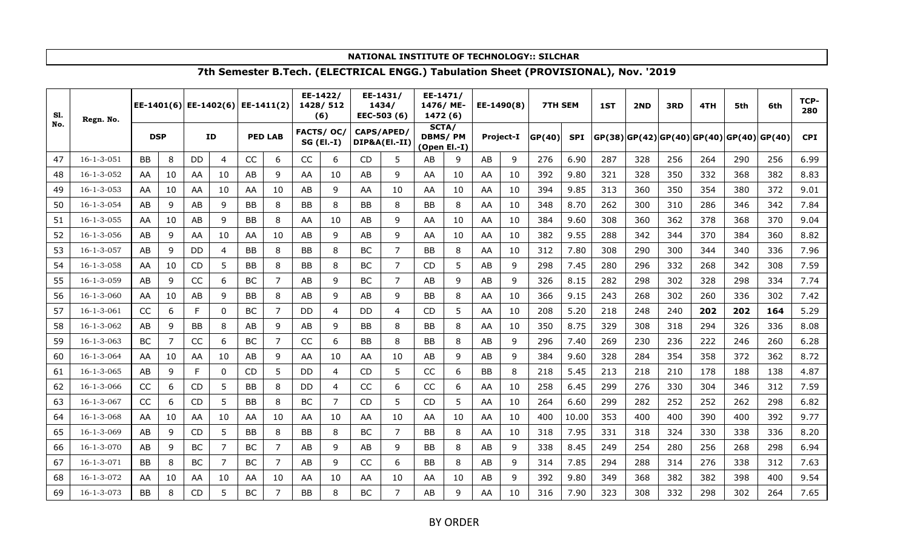**NATIONAL INSTITUTE OF TECHNOLOGY:: SILCHAR**

## 7th Semester B.Tech. (ELECTRICAL ENGG.) Tabulation Sheet (PROVISIONAL), Nov. '2019

| Sl. No. | Regn. No. | EE-1401(6) | | EE-1402(6) | | EE-1411(2) | | EE-1422/ 1428/ 512 (6) | | EE-1431/ 1434/ EEC-503 (6) | | EE-1471/ 1476/ ME-1472 (6) | | EE-1490(8) | | 7TH SEM | | 1ST | 2ND | 3RD | 4TH | 5th | 6th | TCP-280 |
|---|---|---|---|---|---|---|---|---|---|---|---|---|---|---|---|---|---|---|---|---|---|---|---|---|
| | | DSP | | ID | | PED LAB | | FACTS/ OC/ SG (El.-I) | | CAPS/APED/ DIP&A(El.-II) | | SCTA/ DBMS/ PM (Open El.-I) | | Project-I | | GP(40) | SPI | GP(38) | GP(42) | GP(40) | GP(40) | GP(40) | GP(40) | CPI |
| 47 | 16-1-3-051 | BB | 8 | DD | 4 | CC | 6 | CC | 6 | CD | 5 | AB | 9 | AB | 9 | 276 | 6.90 | 287 | 328 | 256 | 264 | 290 | 256 | 6.99 |
| 48 | 16-1-3-052 | AA | 10 | AA | 10 | AB | 9 | AA | 10 | AB | 9 | AA | 10 | AA | 10 | 392 | 9.80 | 321 | 328 | 350 | 332 | 368 | 382 | 8.83 |
| 49 | 16-1-3-053 | AA | 10 | AA | 10 | AA | 10 | AB | 9 | AA | 10 | AA | 10 | AA | 10 | 394 | 9.85 | 313 | 360 | 350 | 354 | 380 | 372 | 9.01 |
| 50 | 16-1-3-054 | AB | 9 | AB | 9 | BB | 8 | BB | 8 | BB | 8 | BB | 8 | AA | 10 | 348 | 8.70 | 262 | 300 | 310 | 286 | 346 | 342 | 7.84 |
| 51 | 16-1-3-055 | AA | 10 | AB | 9 | BB | 8 | AA | 10 | AB | 9 | AA | 10 | AA | 10 | 384 | 9.60 | 308 | 360 | 362 | 378 | 368 | 370 | 9.04 |
| 52 | 16-1-3-056 | AB | 9 | AA | 10 | AA | 10 | AB | 9 | AB | 9 | AA | 10 | AA | 10 | 382 | 9.55 | 288 | 342 | 344 | 370 | 384 | 360 | 8.82 |
| 53 | 16-1-3-057 | AB | 9 | DD | 4 | BB | 8 | BB | 8 | BC | 7 | BB | 8 | AA | 10 | 312 | 7.80 | 308 | 290 | 300 | 344 | 340 | 336 | 7.96 |
| 54 | 16-1-3-058 | AA | 10 | CD | 5 | BB | 8 | BB | 8 | BC | 7 | CD | 5 | AB | 9 | 298 | 7.45 | 280 | 296 | 332 | 268 | 342 | 308 | 7.59 |
| 55 | 16-1-3-059 | AB | 9 | CC | 6 | BC | 7 | AB | 9 | BC | 7 | AB | 9 | AB | 9 | 326 | 8.15 | 282 | 298 | 302 | 328 | 298 | 334 | 7.74 |
| 56 | 16-1-3-060 | AA | 10 | AB | 9 | BB | 8 | AB | 9 | AB | 9 | BB | 8 | AA | 10 | 366 | 9.15 | 243 | 268 | 302 | 260 | 336 | 302 | 7.42 |
| 57 | 16-1-3-061 | CC | 6 | F | 0 | BC | 7 | DD | 4 | DD | 4 | CD | 5 | AA | 10 | 208 | 5.20 | 218 | 248 | 240 | **202** | **202** | **164** | 5.29 |
| 58 | 16-1-3-062 | AB | 9 | BB | 8 | AB | 9 | AB | 9 | BB | 8 | BB | 8 | AA | 10 | 350 | 8.75 | 329 | 308 | 318 | 294 | 326 | 336 | 8.08 |
| 59 | 16-1-3-063 | BC | 7 | CC | 6 | BC | 7 | CC | 6 | BB | 8 | BB | 8 | AB | 9 | 296 | 7.40 | 269 | 230 | 236 | 222 | 246 | 260 | 6.28 |
| 60 | 16-1-3-064 | AA | 10 | AA | 10 | AB | 9 | AA | 10 | AA | 10 | AB | 9 | AB | 9 | 384 | 9.60 | 328 | 284 | 354 | 358 | 372 | 362 | 8.72 |
| 61 | 16-1-3-065 | AB | 9 | F | 0 | CD | 5 | DD | 4 | CD | 5 | CC | 6 | BB | 8 | 218 | 5.45 | 213 | 218 | 210 | 178 | 188 | 138 | 4.87 |
| 62 | 16-1-3-066 | CC | 6 | CD | 5 | BB | 8 | DD | 4 | CC | 6 | CC | 6 | AA | 10 | 258 | 6.45 | 299 | 276 | 330 | 304 | 346 | 312 | 7.59 |
| 63 | 16-1-3-067 | CC | 6 | CD | 5 | BB | 8 | BC | 7 | CD | 5 | CD | 5 | AA | 10 | 264 | 6.60 | 299 | 282 | 252 | 252 | 262 | 298 | 6.82 |
| 64 | 16-1-3-068 | AA | 10 | AA | 10 | AA | 10 | AA | 10 | AA | 10 | AA | 10 | AA | 10 | 400 | 10.00 | 353 | 400 | 400 | 390 | 400 | 392 | 9.77 |
| 65 | 16-1-3-069 | AB | 9 | CD | 5 | BB | 8 | BB | 8 | BC | 7 | BB | 8 | AA | 10 | 318 | 7.95 | 331 | 318 | 324 | 330 | 338 | 336 | 8.20 |
| 66 | 16-1-3-070 | AB | 9 | BC | 7 | BC | 7 | AB | 9 | AB | 9 | BB | 8 | AB | 9 | 338 | 8.45 | 249 | 254 | 280 | 256 | 268 | 298 | 6.94 |
| 67 | 16-1-3-071 | BB | 8 | BC | 7 | BC | 7 | AB | 9 | CC | 6 | BB | 8 | AB | 9 | 314 | 7.85 | 294 | 288 | 314 | 276 | 338 | 312 | 7.63 |
| 68 | 16-1-3-072 | AA | 10 | AA | 10 | AA | 10 | AA | 10 | AA | 10 | AA | 10 | AB | 9 | 392 | 9.80 | 349 | 368 | 382 | 382 | 398 | 400 | 9.54 |
| 69 | 16-1-3-073 | BB | 8 | CD | 5 | BC | 7 | BB | 8 | BC | 7 | AB | 9 | AA | 10 | 316 | 7.90 | 323 | 308 | 332 | 298 | 302 | 264 | 7.65 |

BY ORDER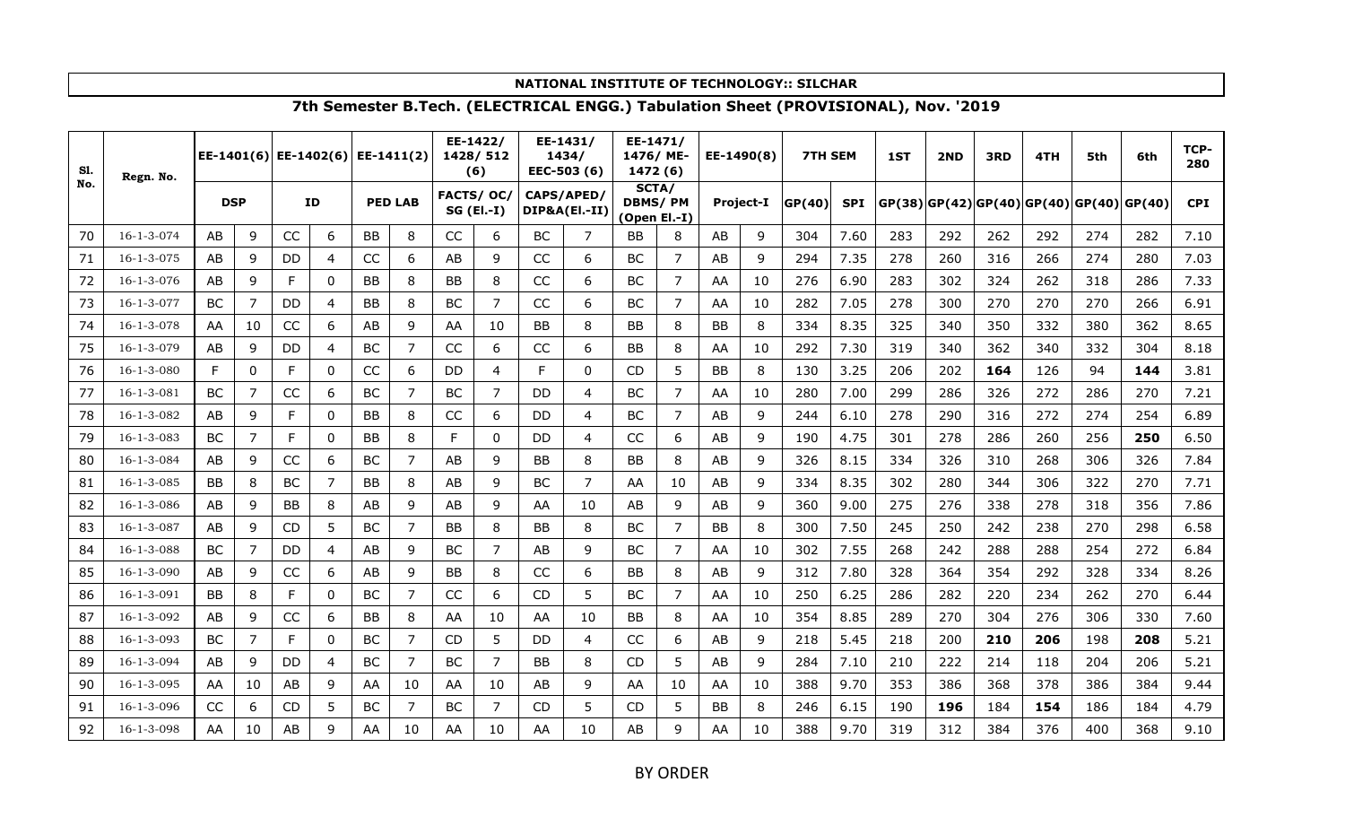**NATIONAL INSTITUTE OF TECHNOLOGY:: SILCHAR**

**7th Semester B.Tech. (ELECTRICAL ENGG.) Tabulation Sheet (PROVISIONAL), Nov. '2019**

| Sl. No. | Regn. No. | EE-1401(6) | | EE-1402(6) | | EE-1411(2) | | EE-1422/ 1428/ 512 (6) | | EE-1431/ 1434/ EEC-503 (6) | | EE-1471/ 1476/ ME-1472 (6) | | EE-1490(8) | | 7TH SEM | | 1ST | 2ND | 3RD | 4TH | 5th | 6th | TCP-280 |
|---|---|---|---|---|---|---|---|---|---|---|---|---|---|---|---|---|---|---|---|---|---|---|---|---|
| | | DSP | | ID | | PED LAB | | FACTS/ OC/ SG (El.-I) | | CAPS/APED/ DIP&A(El.-II) | | SCTA/ DBMS/ PM (Open El.-I) | | Project-I | | GP(40) | SPI | GP(38) | GP(42) | GP(40) | GP(40) | GP(40) | GP(40) | CPI |
| 70 | 16-1-3-074 | AB | 9 | CC | 6 | BB | 8 | CC | 6 | BC | 7 | BB | 8 | AB | 9 | 304 | 7.60 | 283 | 292 | 262 | 292 | 274 | 282 | 7.10 |
| 71 | 16-1-3-075 | AB | 9 | DD | 4 | CC | 6 | AB | 9 | CC | 6 | BC | 7 | AB | 9 | 294 | 7.35 | 278 | 260 | 316 | 266 | 274 | 280 | 7.03 |
| 72 | 16-1-3-076 | AB | 9 | F | 0 | BB | 8 | BB | 8 | CC | 6 | BC | 7 | AA | 10 | 276 | 6.90 | 283 | 302 | 324 | 262 | 318 | 286 | 7.33 |
| 73 | 16-1-3-077 | BC | 7 | DD | 4 | BB | 8 | BC | 7 | CC | 6 | BC | 7 | AA | 10 | 282 | 7.05 | 278 | 300 | 270 | 270 | 270 | 266 | 6.91 |
| 74 | 16-1-3-078 | AA | 10 | CC | 6 | AB | 9 | AA | 10 | BB | 8 | BB | 8 | BB | 8 | 334 | 8.35 | 325 | 340 | 350 | 332 | 380 | 362 | 8.65 |
| 75 | 16-1-3-079 | AB | 9 | DD | 4 | BC | 7 | CC | 6 | CC | 6 | BB | 8 | AA | 10 | 292 | 7.30 | 319 | 340 | 362 | 340 | 332 | 304 | 8.18 |
| 76 | 16-1-3-080 | F | 0 | F | 0 | CC | 6 | DD | 4 | F | 0 | CD | 5 | BB | 8 | 130 | 3.25 | 206 | 202 | **164** | 126 | 94 | **144** | 3.81 |
| 77 | 16-1-3-081 | BC | 7 | CC | 6 | BC | 7 | BC | 7 | DD | 4 | BC | 7 | AA | 10 | 280 | 7.00 | 299 | 286 | 326 | 272 | 286 | 270 | 7.21 |
| 78 | 16-1-3-082 | AB | 9 | F | 0 | BB | 8 | CC | 6 | DD | 4 | BC | 7 | AB | 9 | 244 | 6.10 | 278 | 290 | 316 | 272 | 274 | 254 | 6.89 |
| 79 | 16-1-3-083 | BC | 7 | F | 0 | BB | 8 | F | 0 | DD | 4 | CC | 6 | AB | 9 | 190 | 4.75 | 301 | 278 | 286 | 260 | 256 | **250** | 6.50 |
| 80 | 16-1-3-084 | AB | 9 | CC | 6 | BC | 7 | AB | 9 | BB | 8 | BB | 8 | AB | 9 | 326 | 8.15 | 334 | 326 | 310 | 268 | 306 | 326 | 7.84 |
| 81 | 16-1-3-085 | BB | 8 | BC | 7 | BB | 8 | AB | 9 | BC | 7 | AA | 10 | AB | 9 | 334 | 8.35 | 302 | 280 | 344 | 306 | 322 | 270 | 7.71 |
| 82 | 16-1-3-086 | AB | 9 | BB | 8 | AB | 9 | AB | 9 | AA | 10 | AB | 9 | AB | 9 | 360 | 9.00 | 275 | 276 | 338 | 278 | 318 | 356 | 7.86 |
| 83 | 16-1-3-087 | AB | 9 | CD | 5 | BC | 7 | BB | 8 | BB | 8 | BC | 7 | BB | 8 | 300 | 7.50 | 245 | 250 | 242 | 238 | 270 | 298 | 6.58 |
| 84 | 16-1-3-088 | BC | 7 | DD | 4 | AB | 9 | BC | 7 | AB | 9 | BC | 7 | AA | 10 | 302 | 7.55 | 268 | 242 | 288 | 288 | 254 | 272 | 6.84 |
| 85 | 16-1-3-090 | AB | 9 | CC | 6 | AB | 9 | BB | 8 | CC | 6 | BB | 8 | AB | 9 | 312 | 7.80 | 328 | 364 | 354 | 292 | 328 | 334 | 8.26 |
| 86 | 16-1-3-091 | BB | 8 | F | 0 | BC | 7 | CC | 6 | CD | 5 | BC | 7 | AA | 10 | 250 | 6.25 | 286 | 282 | 220 | 234 | 262 | 270 | 6.44 |
| 87 | 16-1-3-092 | AB | 9 | CC | 6 | BB | 8 | AA | 10 | AA | 10 | BB | 8 | AA | 10 | 354 | 8.85 | 289 | 270 | 304 | 276 | 306 | 330 | 7.60 |
| 88 | 16-1-3-093 | BC | 7 | F | 0 | BC | 7 | CD | 5 | DD | 4 | CC | 6 | AB | 9 | 218 | 5.45 | 218 | 200 | **210** | **206** | 198 | **208** | 5.21 |
| 89 | 16-1-3-094 | AB | 9 | DD | 4 | BC | 7 | BC | 7 | BB | 8 | CD | 5 | AB | 9 | 284 | 7.10 | 210 | 222 | 214 | 118 | 204 | 206 | 5.21 |
| 90 | 16-1-3-095 | AA | 10 | AB | 9 | AA | 10 | AA | 10 | AB | 9 | AA | 10 | AA | 10 | 388 | 9.70 | 353 | 386 | 368 | 378 | 386 | 384 | 9.44 |
| 91 | 16-1-3-096 | CC | 6 | CD | 5 | BC | 7 | BC | 7 | CD | 5 | CD | 5 | BB | 8 | 246 | 6.15 | 190 | **196** | 184 | **154** | 186 | 184 | 4.79 |
| 92 | 16-1-3-098 | AA | 10 | AB | 9 | AA | 10 | AA | 10 | AA | 10 | AB | 9 | AA | 10 | 388 | 9.70 | 319 | 312 | 384 | 376 | 400 | 368 | 9.10 |

BY ORDER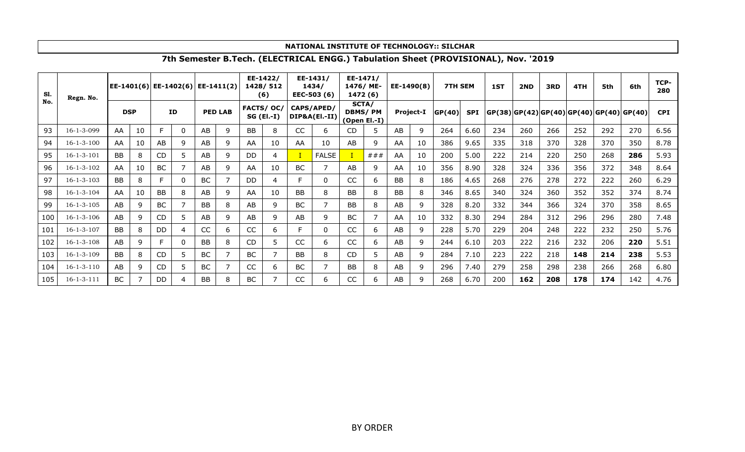**NATIONAL INSTITUTE OF TECHNOLOGY:: SILCHAR**

**7th Semester B.Tech. (ELECTRICAL ENGG.) Tabulation Sheet (PROVISIONAL), Nov. '2019**

| Sl. No. | Regn. No. | EE-1401(6) | | EE-1402(6) | | EE-1411(2) | | EE-1422/ 1428/ 512 (6) | | EE-1431/ 1434/ EEC-503 (6) | | EE-1471/ 1476/ ME-1472 (6) | | EE-1490(8) | | 7TH SEM | | 1ST | 2ND | 3RD | 4TH | 5th | 6th | TCP-280 |
|---|---|---|---|---|---|---|---|---|---|---|---|---|---|---|---|---|---|---|---|---|---|---|---|---|
| | | DSP | | ID | | PED LAB | | FACTS/ OC/ SG (El.-I) | | CAPS/APED/ DIP&A(El.-II) | | SCTA/ DBMS/ PM (Open El.-I) | | Project-I | | GP(40) | SPI | GP(38) | GP(42) | GP(40) | GP(40) | GP(40) | GP(40) | CPI |
| 93 | 16-1-3-099 | AA | 10 | F | 0 | AB | 9 | BB | 8 | CC | 6 | CD | 5 | AB | 9 | 264 | 6.60 | 234 | 260 | 266 | 252 | 292 | 270 | 6.56 |
| 94 | 16-1-3-100 | AA | 10 | AB | 9 | AB | 9 | AA | 10 | AA | 10 | AB | 9 | AA | 10 | 386 | 9.65 | 335 | 318 | 370 | 328 | 370 | 350 | 8.78 |
| 95 | 16-1-3-101 | BB | 8 | CD | 5 | AB | 9 | DD | 4 | I | FALSE | I | ### | AA | 10 | 200 | 5.00 | 222 | 214 | 220 | 250 | 268 | **286** | 5.93 |
| 96 | 16-1-3-102 | AA | 10 | BC | 7 | AB | 9 | AA | 10 | BC | 7 | AB | 9 | AA | 10 | 356 | 8.90 | 328 | 324 | 336 | 356 | 372 | 348 | 8.64 |
| 97 | 16-1-3-103 | BB | 8 | F | 0 | BC | 7 | DD | 4 | F | 0 | CC | 6 | BB | 8 | 186 | 4.65 | 268 | 276 | 278 | 272 | 222 | 260 | 6.29 |
| 98 | 16-1-3-104 | AA | 10 | BB | 8 | AB | 9 | AA | 10 | BB | 8 | BB | 8 | BB | 8 | 346 | 8.65 | 340 | 324 | 360 | 352 | 352 | 374 | 8.74 |
| 99 | 16-1-3-105 | AB | 9 | BC | 7 | BB | 8 | AB | 9 | BC | 7 | BB | 8 | AB | 9 | 328 | 8.20 | 332 | 344 | 366 | 324 | 370 | 358 | 8.65 |
| 100 | 16-1-3-106 | AB | 9 | CD | 5 | AB | 9 | AB | 9 | AB | 9 | BC | 7 | AA | 10 | 332 | 8.30 | 294 | 284 | 312 | 296 | 296 | 280 | 7.48 |
| 101 | 16-1-3-107 | BB | 8 | DD | 4 | CC | 6 | CC | 6 | F | 0 | CC | 6 | AB | 9 | 228 | 5.70 | 229 | 204 | 248 | 222 | 232 | 250 | 5.76 |
| 102 | 16-1-3-108 | AB | 9 | F | 0 | BB | 8 | CD | 5 | CC | 6 | CC | 6 | AB | 9 | 244 | 6.10 | 203 | 222 | 216 | 232 | 206 | **220** | 5.51 |
| 103 | 16-1-3-109 | BB | 8 | CD | 5 | BC | 7 | BC | 7 | BB | 8 | CD | 5 | AB | 9 | 284 | 7.10 | 223 | 222 | 218 | **148** | **214** | **238** | 5.53 |
| 104 | 16-1-3-110 | AB | 9 | CD | 5 | BC | 7 | CC | 6 | BC | 7 | BB | 8 | AB | 9 | 296 | 7.40 | 279 | 258 | 298 | 238 | 266 | 268 | 6.80 |
| 105 | 16-1-3-111 | BC | 7 | DD | 4 | BB | 8 | BC | 7 | CC | 6 | CC | 6 | AB | 9 | 268 | 6.70 | 200 | **162** | **208** | **178** | **174** | 142 | 4.76 |

BY ORDER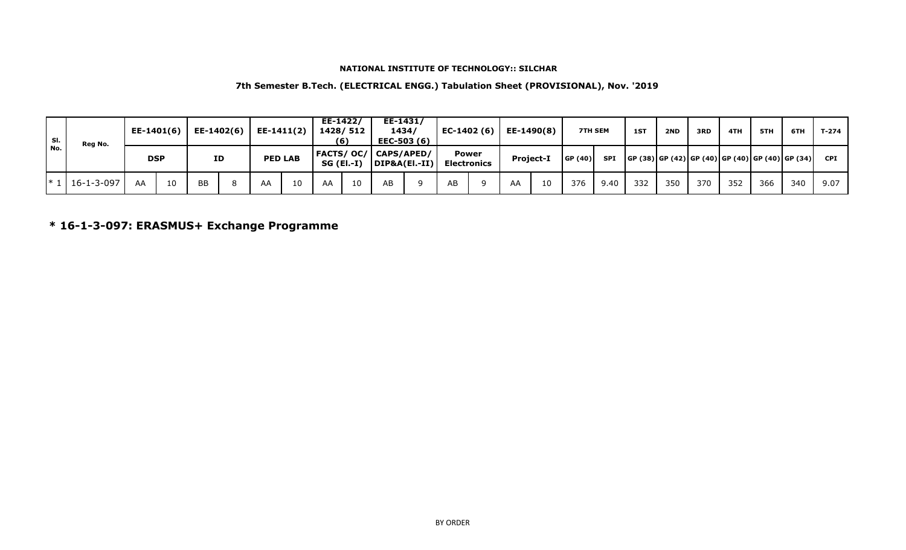**NATIONAL INSTITUTE OF TECHNOLOGY:: SILCHAR**

**7th Semester B.Tech. (ELECTRICAL ENGG.) Tabulation Sheet (PROVISIONAL), Nov. '2019**

| Sl. No. | Reg No. | EE-1401(6) | | EE-1402(6) | | EE-1411(2) | | EE-1422/ 1428/ 512 (6) | | EE-1431/ 1434/ EEC-503 (6) | | EC-1402 (6) | | EE-1490(8) | | 7TH SEM | | 1ST | 2ND | 3RD | 4TH | 5TH | 6TH | T-274 |
|---|---|---|---|---|---|---|---|---|---|---|---|---|---|---|---|---|---|---|---|---|---|---|---|---|
| | | DSP | | ID | | PED LAB | | FACTS/ OC/ SG (El.-I) | | CAPS/APED/ DIP&A(El.-II) | | Power Electronics | | Project-I | | GP (40) | SPI | GP (38) | GP (42) | GP (40) | GP (40) | GP (40) | GP (34) | CPI |
| * 1 | 16-1-3-097 | AA | 10 | BB | 8 | AA | 10 | AA | 10 | AB | 9 | AB | 9 | AA | 10 | 376 | 9.40 | 332 | 350 | 370 | 352 | 366 | 340 | 9.07 |

**\* 16-1-3-097: ERASMUS+ Exchange Programme**

BY ORDER